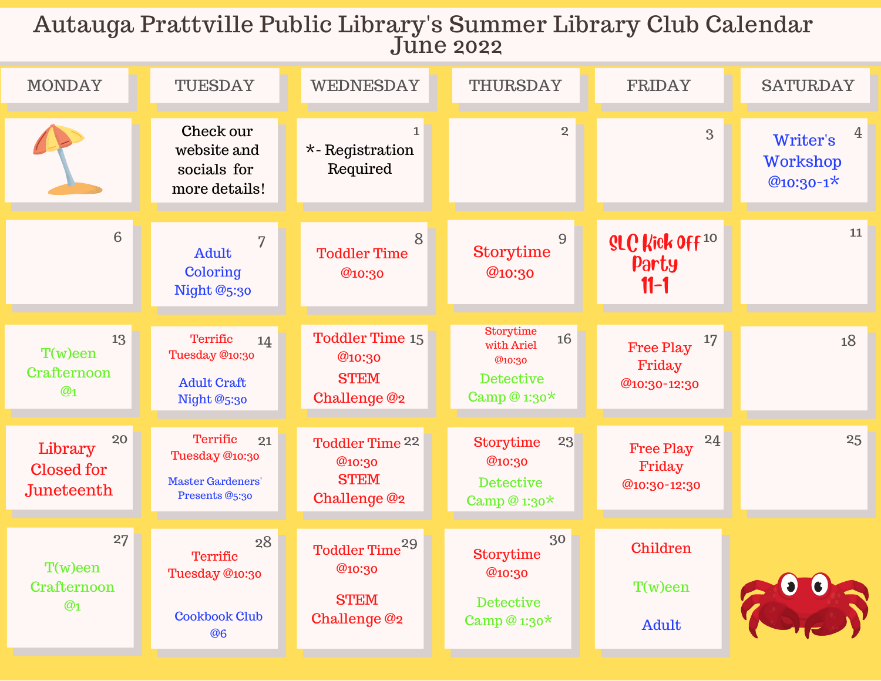# Autauga Prattville Public Library's Summer Library Club Calendar
## June 2022

| MONDAY | TUESDAY | WEDNESDAY | THURSDAY | FRIDAY | SATURDAY |
| --- | --- | --- | --- | --- | --- |
| | Check our website and socials for more details! | 1 *- Registration Required | 2 | 3 | 4 Writer's Workshop @10:30-1* |
| 6 | 7 Adult Coloring Night @5:30 | 8 Toddler Time @10:30 | 9 Storytime @10:30 | 10 SLC Kick Off Party 11-1 | 11 |
| 13 T(w)een Crafternoon @1 | 14 Terrific Tuesday @10:30 Adult Craft Night @5:30 | 15 Toddler Time @10:30 STEM Challenge @2 | 16 Storytime with Ariel @10:30 Detective Camp @ 1:30* | 17 Free Play Friday @10:30-12:30 | 18 |
| 20 Library Closed for Juneteenth | 21 Terrific Tuesday @10:30 Master Gardeners' Presents @5:30 | 22 Toddler Time @10:30 STEM Challenge @2 | 23 Storytime @10:30 Detective Camp @ 1:30* | 24 Free Play Friday @10:30-12:30 | 25 |
| 27 T(w)een Crafternoon @1 | 28 Terrific Tuesday @10:30 Cookbook Club @6 | 29 Toddler Time @10:30 STEM Challenge @2 | 30 Storytime @10:30 Detective Camp @ 1:30* | Children T(w)een Adult | |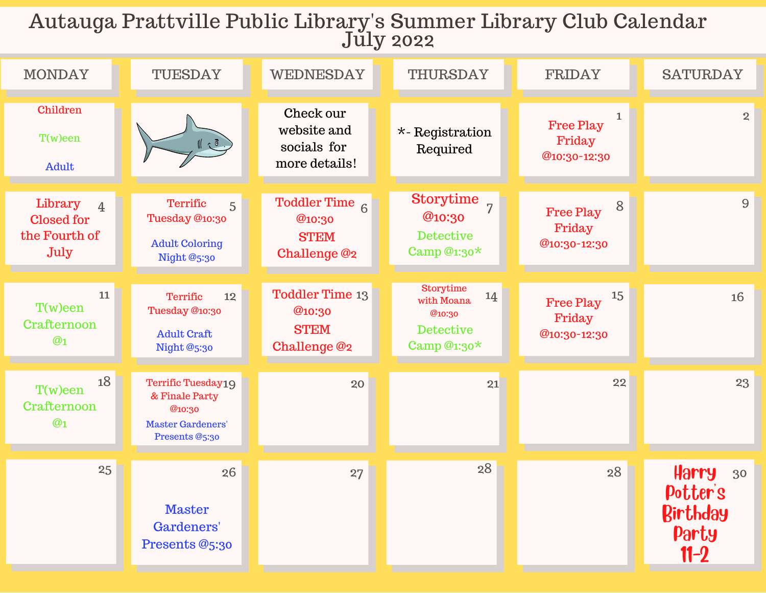# Autauga Prattville Public Library's Summer Library Club Calendar July 2022

| MONDAY | TUESDAY | WEDNESDAY | THURSDAY | FRIDAY | SATURDAY |
|---|---|---|---|---|---|
| Children<br>T(w)een<br>Adult | | Check our website and socials for more details! | *- Registration Required | 1<br>Free Play Friday @10:30-12:30 | 2 |
| 4<br>Library Closed for the Fourth of July | 5<br>Terrific Tuesday @10:30<br>Adult Coloring Night @5:30 | 6<br>Toddler Time @10:30<br>STEM Challenge @2 | 7<br>Storytime @10:30<br>Detective Camp @1:30* | 8<br>Free Play Friday @10:30-12:30 | 9 |
| 11<br>T(w)een Crafternoon @1 | 12<br>Terrific Tuesday @10:30<br>Adult Craft Night @5:30 | 13<br>Toddler Time @10:30<br>STEM Challenge @2 | 14<br>Storytime with Moana @10:30<br>Detective Camp @1:30* | 15<br>Free Play Friday @10:30-12:30 | 16 |
| 18<br>T(w)een Crafternoon @1 | 19<br>Terrific Tuesday & Finale Party @10:30<br>Master Gardeners' Presents @5:30 | 20 | 21 | 22 | 23 |
| 25 | 26<br>Master Gardeners' Presents @5:30 | 27 | 28 | 28 | 30<br>Harry Potter's Birthday Party 11-2 |